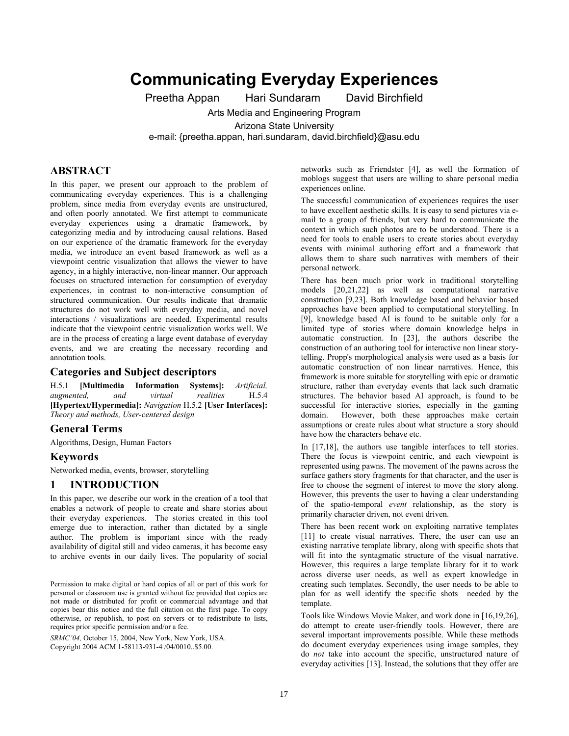# Communicating Everyday Experiences

Preetha Appan Hari Sundaram David Birchfield

Arts Media and Engineering Program

Arizona State University

e-mail: {preetha.appan, hari.sundaram, david.birchfield}@asu.edu

## ABSTRACT

In this paper, we present our approach to the problem of communicating everyday experiences. This is a challenging problem, since media from everyday events are unstructured, and often poorly annotated. We first attempt to communicate everyday experiences using a dramatic framework, by categorizing media and by introducing causal relations. Based on our experience of the dramatic framework for the everyday media, we introduce an event based framework as well as a viewpoint centric visualization that allows the viewer to have agency, in a highly interactive, non-linear manner. Our approach focuses on structured interaction for consumption of everyday experiences, in contrast to non-interactive consumption of structured communication. Our results indicate that dramatic structures do not work well with everyday media, and novel interactions / visualizations are needed. Experimental results indicate that the viewpoint centric visualization works well. We are in the process of creating a large event database of everyday events, and we are creating the necessary recording and annotation tools.

### Categories and Subject descriptors

H.5.1 **[Multimedia Information Systems]:** *Artificial, augmented, and virtual realities* H.5.4 **[Hypertext/Hypermedia]:** *Navigation* H.5.2 **[User Interfaces]:** *Theory and methods, User-centered design*

### General Terms

Algorithms, Design, Human Factors

### Keywords

Networked media, events, browser, storytelling

## 1 INTRODUCTION

In this paper, we describe our work in the creation of a tool that enables a network of people to create and share stories about their everyday experiences. The stories created in this tool emerge due to interaction, rather than dictated by a single author. The problem is important since with the ready availability of digital still and video cameras, it has become easy to archive events in our daily lives. The popularity of social networks such as Friendster [4], as well the formation of moblogs suggest that users are willing to share personal media experiences online.

The successful communication of experiences requires the user to have excellent aesthetic skills. It is easy to send pictures via e-mail to a group of friends, but very hard to communicate the context in which such photos are to be understood. There is a need for tools to enable users to create stories about everyday events with minimal authoring effort and a framework that allows them to share such narratives with members of their personal network.

There has been much prior work in traditional storytelling models [20,21,22] as well as computational narrative construction [9,23]. Both knowledge based and behavior based approaches have been applied to computational storytelling. In [9], knowledge based AI is found to be suitable only for a limited type of stories where domain knowledge helps in automatic construction. In [23], the authors describe the construction of an authoring tool for interactive non linear story-telling. Propp's morphological analysis were used as a basis for automatic construction of non linear narratives. Hence, this framework is more suitable for storytelling with epic or dramatic structure, rather than everyday events that lack such dramatic structures. The behavior based AI approach, is found to be successful for interactive stories, especially in the gaming domain. However, both these approaches make certain assumptions or create rules about what structure a story should have how the characters behave etc.

In [17,18], the authors use tangible interfaces to tell stories. There the focus is viewpoint centric, and each viewpoint is represented using pawns. The movement of the pawns across the surface gathers story fragments for that character, and the user is free to choose the segment of interest to move the story along. However, this prevents the user to having a clear understanding of the spatio-temporal *event* relationship, as the story is primarily character driven, not event driven.

There has been recent work on exploiting narrative templates [11] to create visual narratives. There, the user can use an existing narrative template library, along with specific shots that will fit into the syntagmatic structure of the visual narrative. However, this requires a large template library for it to work across diverse user needs, as well as expert knowledge in creating such templates. Secondly, the user needs to be able to plan for as well identify the specific shots needed by the template.

Tools like Windows Movie Maker, and work done in [16,19,26], do attempt to create user-friendly tools. However, there are several important improvements possible. While these methods do document everyday experiences using image samples, they do *not* take into account the specific, unstructured nature of everyday activities [13]. Instead, the solutions that they offer are

Permission to make digital or hard copies of all or part of this work for personal or classroom use is granted without fee provided that copies are not made or distributed for profit or commercial advantage and that copies bear this notice and the full citation on the first page. To copy otherwise, or republish, to post on servers or to redistribute to lists, requires prior specific permission and/or a fee.

*SRMC'04,* October 15, 2004, New York, New York, USA.
Copyright 2004 ACM 1-58113-931-4 /04/0010..$5.00.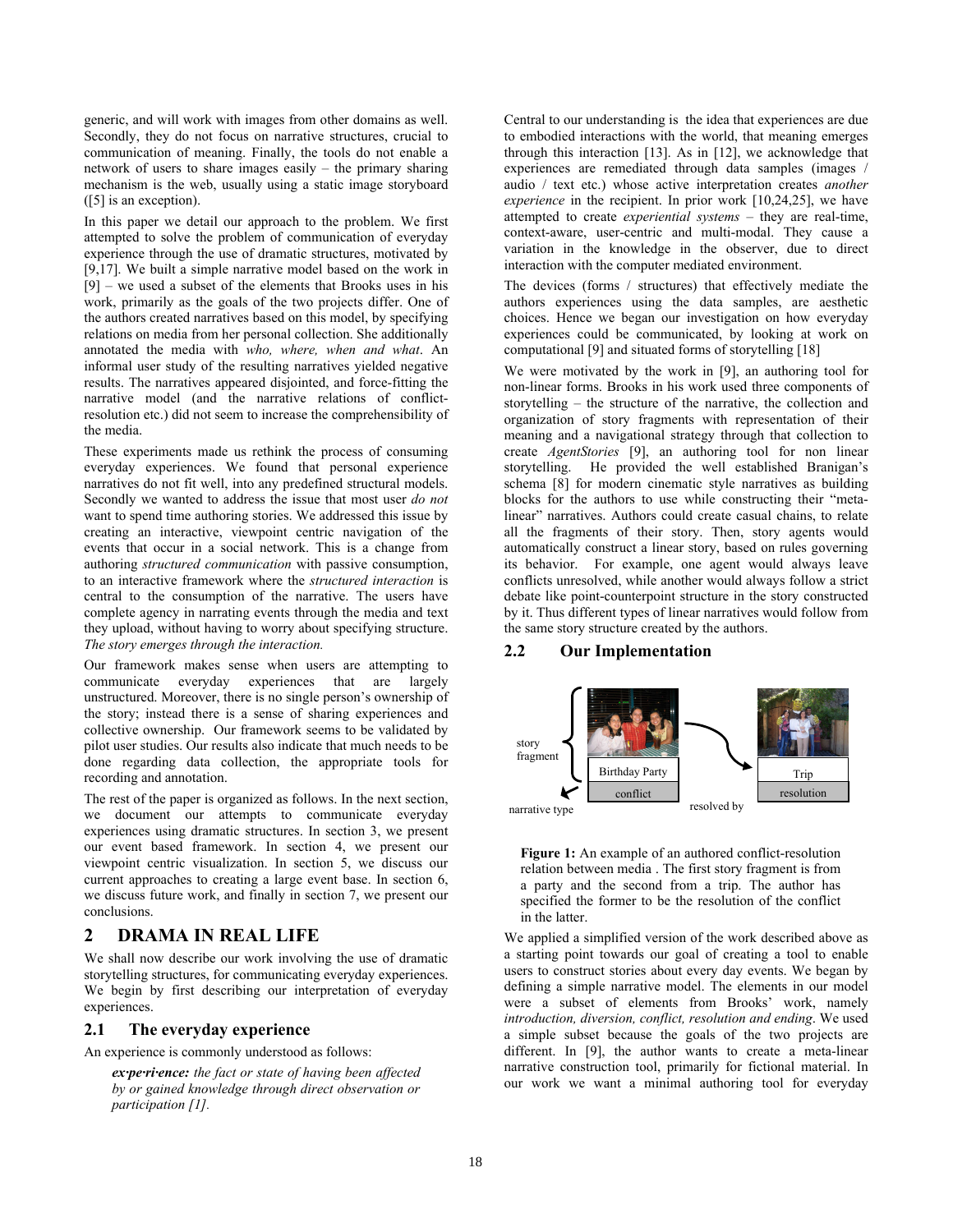generic, and will work with images from other domains as well. Secondly, they do not focus on narrative structures, crucial to communication of meaning. Finally, the tools do not enable a network of users to share images easily – the primary sharing mechanism is the web, usually using a static image storyboard ([5] is an exception).

In this paper we detail our approach to the problem. We first attempted to solve the problem of communication of everyday experience through the use of dramatic structures, motivated by [9,17]. We built a simple narrative model based on the work in [9] – we used a subset of the elements that Brooks uses in his work, primarily as the goals of the two projects differ. One of the authors created narratives based on this model, by specifying relations on media from her personal collection. She additionally annotated the media with *who, where, when and what*. An informal user study of the resulting narratives yielded negative results. The narratives appeared disjointed, and force-fitting the narrative model (and the narrative relations of conflict-resolution etc.) did not seem to increase the comprehensibility of the media.

These experiments made us rethink the process of consuming everyday experiences. We found that personal experience narratives do not fit well, into any predefined structural models. Secondly we wanted to address the issue that most user *do not* want to spend time authoring stories. We addressed this issue by creating an interactive, viewpoint centric navigation of the events that occur in a social network. This is a change from authoring *structured communication* with passive consumption, to an interactive framework where the *structured interaction* is central to the consumption of the narrative. The users have complete agency in narrating events through the media and text they upload, without having to worry about specifying structure. *The story emerges through the interaction.*

Our framework makes sense when users are attempting to communicate everyday experiences that are largely unstructured. Moreover, there is no single person's ownership of the story; instead there is a sense of sharing experiences and collective ownership. Our framework seems to be validated by pilot user studies. Our results also indicate that much needs to be done regarding data collection, the appropriate tools for recording and annotation.

The rest of the paper is organized as follows. In the next section, we document our attempts to communicate everyday experiences using dramatic structures. In section 3, we present our event based framework. In section 4, we present our viewpoint centric visualization. In section 5, we discuss our current approaches to creating a large event base. In section 6, we discuss future work, and finally in section 7, we present our conclusions.

## 2 DRAMA IN REAL LIFE

We shall now describe our work involving the use of dramatic storytelling structures, for communicating everyday experiences. We begin by first describing our interpretation of everyday experiences.

### 2.1 The everyday experience

An experience is commonly understood as follows:

> ***ex·pe·ri·ence:*** *the fact or state of having been affected by or gained knowledge through direct observation or participation [1].*

Central to our understanding is the idea that experiences are due to embodied interactions with the world, that meaning emerges through this interaction [13]. As in [12], we acknowledge that experiences are remediated through data samples (images / audio / text etc.) whose active interpretation creates *another experience* in the recipient. In prior work [10,24,25], we have attempted to create *experiential systems* – they are real-time, context-aware, user-centric and multi-modal. They cause a variation in the knowledge in the observer, due to direct interaction with the computer mediated environment.

The devices (forms / structures) that effectively mediate the authors experiences using the data samples, are aesthetic choices. Hence we began our investigation on how everyday experiences could be communicated, by looking at work on computational [9] and situated forms of storytelling [18]

We were motivated by the work in [9], an authoring tool for non-linear forms. Brooks in his work used three components of storytelling – the structure of the narrative, the collection and organization of story fragments with representation of their meaning and a navigational strategy through that collection to create *AgentStories* [9], an authoring tool for non linear storytelling. He provided the well established Branigan's schema [8] for modern cinematic style narratives as building blocks for the authors to use while constructing their "meta-linear" narratives. Authors could create casual chains, to relate all the fragments of their story. Then, story agents would automatically construct a linear story, based on rules governing its behavior. For example, one agent would always leave conflicts unresolved, while another would always follow a strict debate like point-counterpoint structure in the story constructed by it. Thus different types of linear narratives would follow from the same story structure created by the authors.

### 2.2 Our Implementation

story fragment

Birthday Party

conflict

narrative type

resolved by

Trip

resolution

**Figure 1:** An example of an authored conflict-resolution relation between media . The first story fragment is from a party and the second from a trip. The author has specified the former to be the resolution of the conflict in the latter.

We applied a simplified version of the work described above as a starting point towards our goal of creating a tool to enable users to construct stories about every day events. We began by defining a simple narrative model. The elements in our model were a subset of elements from Brooks' work, namely *introduction, diversion, conflict, resolution and ending*. We used a simple subset because the goals of the two projects are different. In [9], the author wants to create a meta-linear narrative construction tool, primarily for fictional material. In our work we want a minimal authoring tool for everyday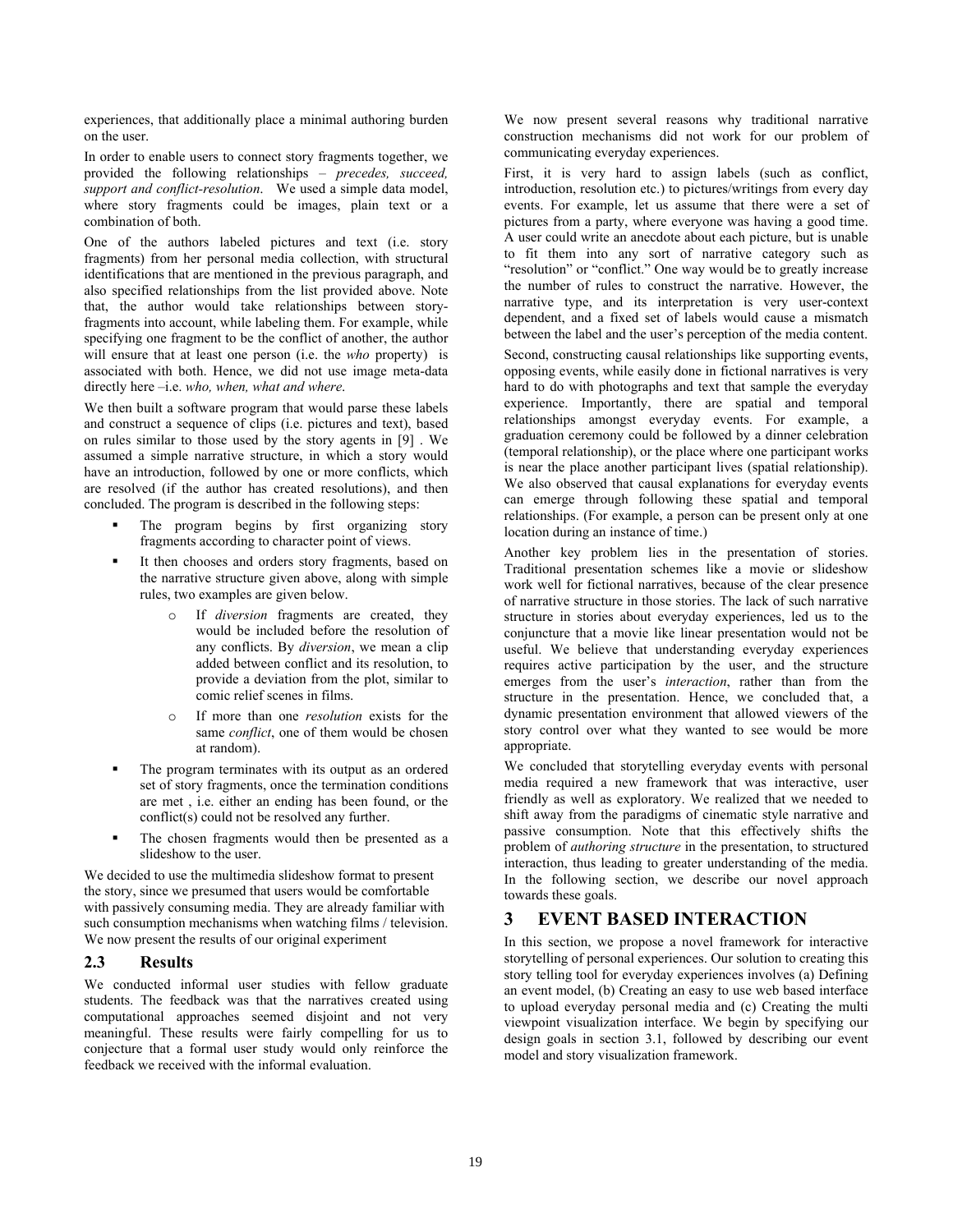experiences, that additionally place a minimal authoring burden on the user.

In order to enable users to connect story fragments together, we provided the following relationships – *precedes, succeed, support and conflict-resolution*. We used a simple data model, where story fragments could be images, plain text or a combination of both.

One of the authors labeled pictures and text (i.e. story fragments) from her personal media collection, with structural identifications that are mentioned in the previous paragraph, and also specified relationships from the list provided above. Note that, the author would take relationships between story-fragments into account, while labeling them. For example, while specifying one fragment to be the conflict of another, the author will ensure that at least one person (i.e. the *who* property) is associated with both. Hence, we did not use image meta-data directly here –i.e. *who, when, what and where*.

We then built a software program that would parse these labels and construct a sequence of clips (i.e. pictures and text), based on rules similar to those used by the story agents in [9] . We assumed a simple narrative structure, in which a story would have an introduction, followed by one or more conflicts, which are resolved (if the author has created resolutions), and then concluded. The program is described in the following steps:

- The program begins by first organizing story fragments according to character point of views.
- It then chooses and orders story fragments, based on the narrative structure given above, along with simple rules, two examples are given below.
  - If *diversion* fragments are created, they would be included before the resolution of any conflicts. By *diversion*, we mean a clip added between conflict and its resolution, to provide a deviation from the plot, similar to comic relief scenes in films.
  - If more than one *resolution* exists for the same *conflict*, one of them would be chosen at random).
- The program terminates with its output as an ordered set of story fragments, once the termination conditions are met , i.e. either an ending has been found, or the conflict(s) could not be resolved any further.
- The chosen fragments would then be presented as a slideshow to the user.

We decided to use the multimedia slideshow format to present the story, since we presumed that users would be comfortable with passively consuming media. They are already familiar with such consumption mechanisms when watching films / television. We now present the results of our original experiment

### 2.3 Results

We conducted informal user studies with fellow graduate students. The feedback was that the narratives created using computational approaches seemed disjoint and not very meaningful. These results were fairly compelling for us to conjecture that a formal user study would only reinforce the feedback we received with the informal evaluation.

We now present several reasons why traditional narrative construction mechanisms did not work for our problem of communicating everyday experiences.

First, it is very hard to assign labels (such as conflict, introduction, resolution etc.) to pictures/writings from every day events. For example, let us assume that there were a set of pictures from a party, where everyone was having a good time. A user could write an anecdote about each picture, but is unable to fit them into any sort of narrative category such as "resolution" or "conflict." One way would be to greatly increase the number of rules to construct the narrative. However, the narrative type, and its interpretation is very user-context dependent, and a fixed set of labels would cause a mismatch between the label and the user's perception of the media content.

Second, constructing causal relationships like supporting events, opposing events, while easily done in fictional narratives is very hard to do with photographs and text that sample the everyday experience. Importantly, there are spatial and temporal relationships amongst everyday events. For example, a graduation ceremony could be followed by a dinner celebration (temporal relationship), or the place where one participant works is near the place another participant lives (spatial relationship). We also observed that causal explanations for everyday events can emerge through following these spatial and temporal relationships. (For example, a person can be present only at one location during an instance of time.)

Another key problem lies in the presentation of stories. Traditional presentation schemes like a movie or slideshow work well for fictional narratives, because of the clear presence of narrative structure in those stories. The lack of such narrative structure in stories about everyday experiences, led us to the conjuncture that a movie like linear presentation would not be useful. We believe that understanding everyday experiences requires active participation by the user, and the structure emerges from the user's *interaction*, rather than from the structure in the presentation. Hence, we concluded that, a dynamic presentation environment that allowed viewers of the story control over what they wanted to see would be more appropriate.

We concluded that storytelling everyday events with personal media required a new framework that was interactive, user friendly as well as exploratory. We realized that we needed to shift away from the paradigms of cinematic style narrative and passive consumption. Note that this effectively shifts the problem of *authoring structure* in the presentation, to structured interaction, thus leading to greater understanding of the media. In the following section, we describe our novel approach towards these goals.

## 3 EVENT BASED INTERACTION

In this section, we propose a novel framework for interactive storytelling of personal experiences. Our solution to creating this story telling tool for everyday experiences involves (a) Defining an event model, (b) Creating an easy to use web based interface to upload everyday personal media and (c) Creating the multi viewpoint visualization interface. We begin by specifying our design goals in section 3.1, followed by describing our event model and story visualization framework.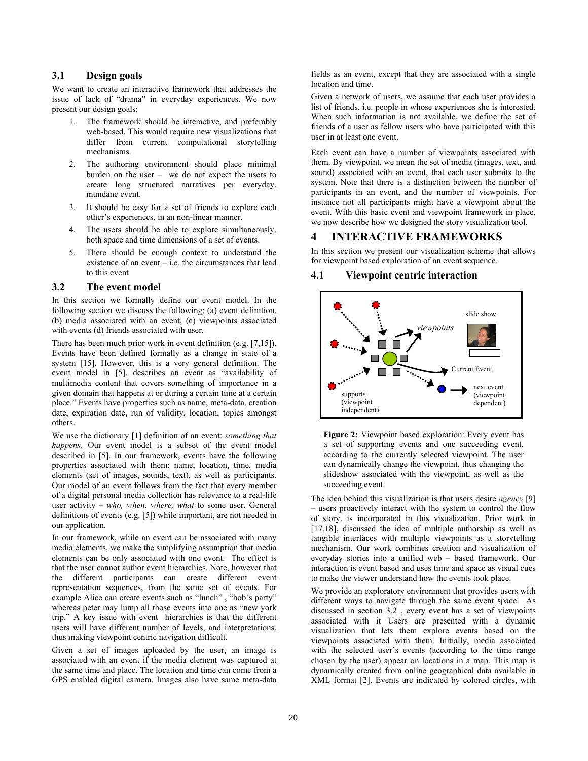### 3.1 Design goals

We want to create an interactive framework that addresses the issue of lack of "drama" in everyday experiences. We now present our design goals:

1. The framework should be interactive, and preferably web-based. This would require new visualizations that differ from current computational storytelling mechanisms.
2. The authoring environment should place minimal burden on the user – we do not expect the users to create long structured narratives per everyday, mundane event.
3. It should be easy for a set of friends to explore each other's experiences, in an non-linear manner.
4. The users should be able to explore simultaneously, both space and time dimensions of a set of events.
5. There should be enough context to understand the existence of an event – i.e. the circumstances that lead to this event

### 3.2 The event model

In this section we formally define our event model. In the following section we discuss the following: (a) event definition, (b) media associated with an event, (c) viewpoints associated with events (d) friends associated with user.

There has been much prior work in event definition (e.g. [7,15]). Events have been defined formally as a change in state of a system [15]. However, this is a very general definition. The event model in [5], describes an event as "availability of multimedia content that covers something of importance in a given domain that happens at or during a certain time at a certain place." Events have properties such as name, meta-data, creation date, expiration date, run of validity, location, topics amongst others.

We use the dictionary [1] definition of an event: *something that happens*. Our event model is a subset of the event model described in [5]. In our framework, events have the following properties associated with them: name, location, time, media elements (set of images, sounds, text), as well as participants. Our model of an event follows from the fact that every member of a digital personal media collection has relevance to a real-life user activity – *who, when, where, what* to some user. General definitions of events (e.g. [5]) while important, are not needed in our application.

In our framework, while an event can be associated with many media elements, we make the simplifying assumption that media elements can be only associated with one event. The effect is that the user cannot author event hierarchies. Note, however that the different participants can create different event representation sequences, from the same set of events. For example Alice can create events such as "lunch" , "bob's party" whereas peter may lump all those events into one as "new york trip." A key issue with event hierarchies is that the different users will have different number of levels, and interpretations, thus making viewpoint centric navigation difficult.

Given a set of images uploaded by the user, an image is associated with an event if the media element was captured at the same time and place. The location and time can come from a GPS enabled digital camera. Images also have same meta-data fields as an event, except that they are associated with a single location and time.

Given a network of users, we assume that each user provides a list of friends, i.e. people in whose experiences she is interested. When such information is not available, we define the set of friends of a user as fellow users who have participated with this user in at least one event.

Each event can have a number of viewpoints associated with them. By viewpoint, we mean the set of media (images, text, and sound) associated with an event, that each user submits to the system. Note that there is a distinction between the number of participants in an event, and the number of viewpoints. For instance not all participants might have a viewpoint about the event. With this basic event and viewpoint framework in place, we now describe how we designed the story visualization tool.

## 4 INTERACTIVE FRAMEWORKS

In this section we present our visualization scheme that allows for viewpoint based exploration of an event sequence.

### 4.1 Viewpoint centric interaction

slide show

viewpoints

Current Event

next event (viewpoint dependent)

supports (viewpoint independent)

**Figure 2:** Viewpoint based exploration: Every event has a set of supporting events and one succeeding event, according to the currently selected viewpoint. The user can dynamically change the viewpoint, thus changing the slideshow associated with the viewpoint, as well as the succeeding event.

The idea behind this visualization is that users desire *agency* [9] – users proactively interact with the system to control the flow of story, is incorporated in this visualization. Prior work in [17,18], discussed the idea of multiple authorship as well as tangible interfaces with multiple viewpoints as a storytelling mechanism. Our work combines creation and visualization of everyday stories into a unified web – based framework. Our interaction is event based and uses time and space as visual cues to make the viewer understand how the events took place.

We provide an exploratory environment that provides users with different ways to navigate through the same event space. As discussed in section 3.2 , every event has a set of viewpoints associated with it Users are presented with a dynamic visualization that lets them explore events based on the viewpoints associated with them. Initially, media associated with the selected user's events (according to the time range chosen by the user) appear on locations in a map. This map is dynamically created from online geographical data available in XML format [2]. Events are indicated by colored circles, with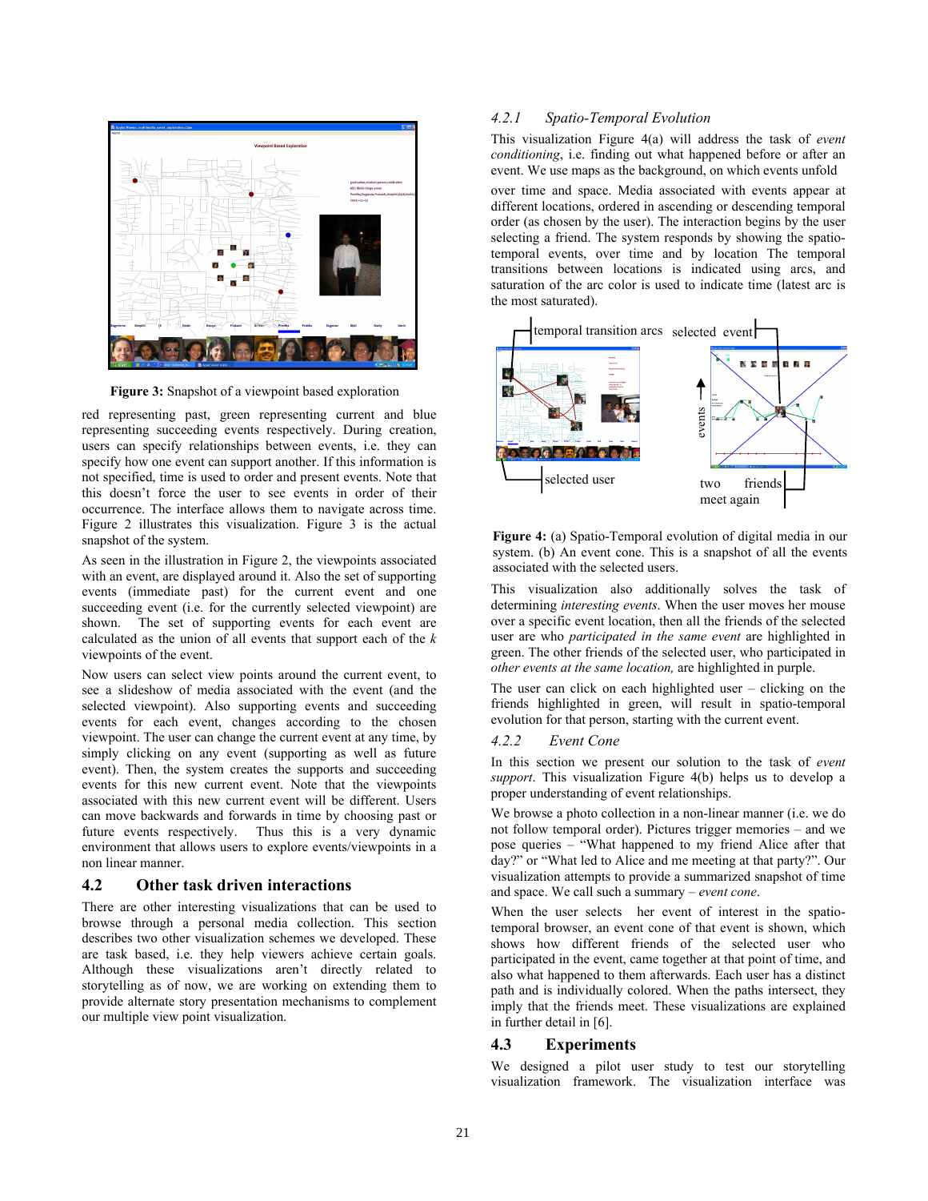Figure 3: Snapshot of a viewpoint based exploration

red representing past, green representing current and blue representing succeeding events respectively. During creation, users can specify relationships between events, i.e. they can specify how one event can support another. If this information is not specified, time is used to order and present events. Note that this doesn't force the user to see events in order of their occurrence. The interface allows them to navigate across time. Figure 2 illustrates this visualization. Figure 3 is the actual snapshot of the system.

As seen in the illustration in Figure 2, the viewpoints associated with an event, are displayed around it. Also the set of supporting events (immediate past) for the current event and one succeeding event (i.e. for the currently selected viewpoint) are shown. The set of supporting events for each event are calculated as the union of all events that support each of the *k* viewpoints of the event.

Now users can select view points around the current event, to see a slideshow of media associated with the event (and the selected viewpoint). Also supporting events and succeeding events for each event, changes according to the chosen viewpoint. The user can change the current event at any time, by simply clicking on any event (supporting as well as future event). Then, the system creates the supports and succeeding events for this new current event. Note that the viewpoints associated with this new current event will be different. Users can move backwards and forwards in time by choosing past or future events respectively. Thus this is a very dynamic environment that allows users to explore events/viewpoints in a non linear manner.

## 4.2 Other task driven interactions

There are other interesting visualizations that can be used to browse through a personal media collection. This section describes two other visualization schemes we developed. These are task based, i.e. they help viewers achieve certain goals. Although these visualizations aren't directly related to storytelling as of now, we are working on extending them to provide alternate story presentation mechanisms to complement our multiple view point visualization.

### 4.2.1 Spatio-Temporal Evolution

This visualization Figure 4(a) will address the task of *event conditioning*, i.e. finding out what happened before or after an event. We use maps as the background, on which events unfold over time and space. Media associated with events appear at different locations, ordered in ascending or descending temporal order (as chosen by the user). The interaction begins by the user selecting a friend. The system responds by showing the spatio-temporal events, over time and by location The temporal transitions between locations is indicated using arcs, and saturation of the arc color is used to indicate time (latest arc is the most saturated).

**Figure 4:** (a) Spatio-Temporal evolution of digital media in our system. (b) An event cone. This is a snapshot of all the events associated with the selected users.

This visualization also additionally solves the task of determining *interesting events*. When the user moves her mouse over a specific event location, then all the friends of the selected user are who *participated in the same event* are highlighted in green. The other friends of the selected user, who participated in *other events at the same location,* are highlighted in purple.

The user can click on each highlighted user – clicking on the friends highlighted in green, will result in spatio-temporal evolution for that person, starting with the current event.

### 4.2.2 Event Cone

In this section we present our solution to the task of *event support*. This visualization Figure 4(b) helps us to develop a proper understanding of event relationships.

We browse a photo collection in a non-linear manner (i.e. we do not follow temporal order). Pictures trigger memories – and we pose queries – "What happened to my friend Alice after that day?" or "What led to Alice and me meeting at that party?". Our visualization attempts to provide a summarized snapshot of time and space. We call such a summary – *event cone*.

When the user selects her event of interest in the spatio-temporal browser, an event cone of that event is shown, which shows how different friends of the selected user who participated in the event, came together at that point of time, and also what happened to them afterwards. Each user has a distinct path and is individually colored. When the paths intersect, they imply that the friends meet. These visualizations are explained in further detail in [6].

## 4.3 Experiments

We designed a pilot user study to test our storytelling visualization framework. The visualization interface was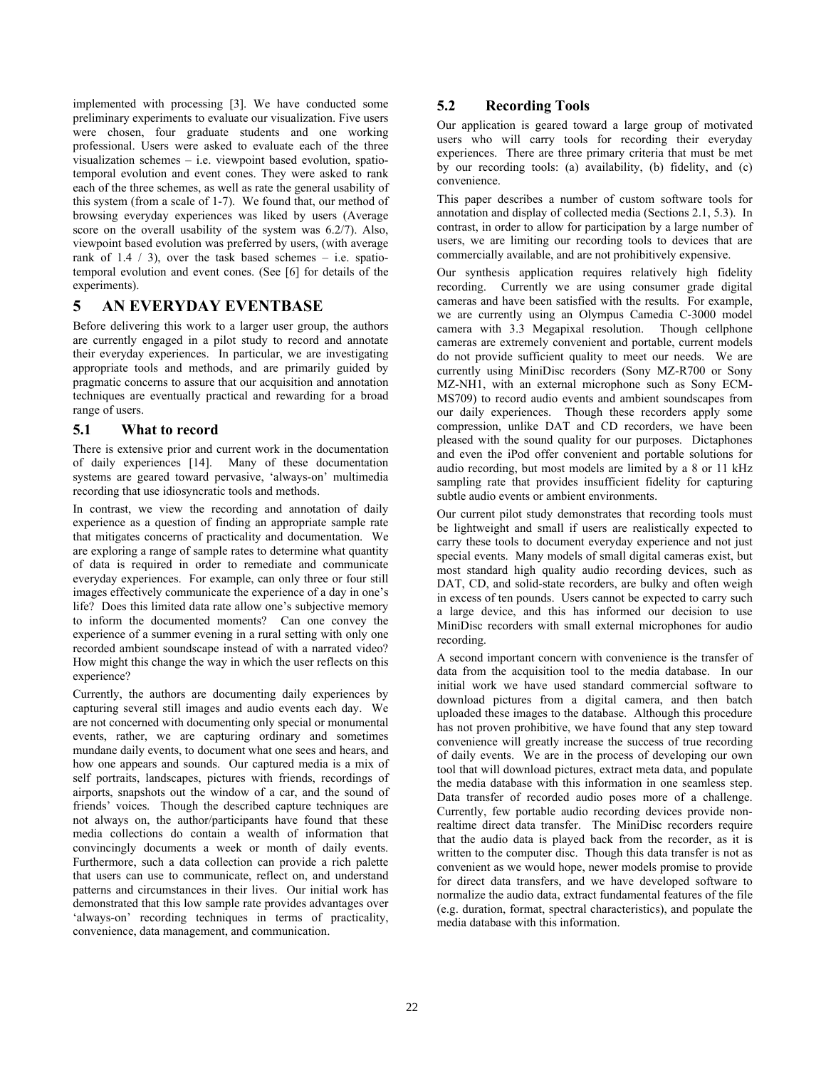implemented with processing [3]. We have conducted some preliminary experiments to evaluate our visualization. Five users were chosen, four graduate students and one working professional. Users were asked to evaluate each of the three visualization schemes – i.e. viewpoint based evolution, spatio-temporal evolution and event cones. They were asked to rank each of the three schemes, as well as rate the general usability of this system (from a scale of 1-7). We found that, our method of browsing everyday experiences was liked by users (Average score on the overall usability of the system was 6.2/7). Also, viewpoint based evolution was preferred by users, (with average rank of 1.4 / 3), over the task based schemes – i.e. spatio-temporal evolution and event cones. (See [6] for details of the experiments).

# 5 AN EVERYDAY EVENTBASE

Before delivering this work to a larger user group, the authors are currently engaged in a pilot study to record and annotate their everyday experiences. In particular, we are investigating appropriate tools and methods, and are primarily guided by pragmatic concerns to assure that our acquisition and annotation techniques are eventually practical and rewarding for a broad range of users.

## 5.1 What to record

There is extensive prior and current work in the documentation of daily experiences [14]. Many of these documentation systems are geared toward pervasive, 'always-on' multimedia recording that use idiosyncratic tools and methods.

In contrast, we view the recording and annotation of daily experience as a question of finding an appropriate sample rate that mitigates concerns of practicality and documentation. We are exploring a range of sample rates to determine what quantity of data is required in order to remediate and communicate everyday experiences. For example, can only three or four still images effectively communicate the experience of a day in one's life? Does this limited data rate allow one's subjective memory to inform the documented moments? Can one convey the experience of a summer evening in a rural setting with only one recorded ambient soundscape instead of with a narrated video? How might this change the way in which the user reflects on this experience?

Currently, the authors are documenting daily experiences by capturing several still images and audio events each day. We are not concerned with documenting only special or monumental events, rather, we are capturing ordinary and sometimes mundane daily events, to document what one sees and hears, and how one appears and sounds. Our captured media is a mix of self portraits, landscapes, pictures with friends, recordings of airports, snapshots out the window of a car, and the sound of friends' voices. Though the described capture techniques are not always on, the author/participants have found that these media collections do contain a wealth of information that convincingly documents a week or month of daily events. Furthermore, such a data collection can provide a rich palette that users can use to communicate, reflect on, and understand patterns and circumstances in their lives. Our initial work has demonstrated that this low sample rate provides advantages over 'always-on' recording techniques in terms of practicality, convenience, data management, and communication.

## 5.2 Recording Tools

Our application is geared toward a large group of motivated users who will carry tools for recording their everyday experiences. There are three primary criteria that must be met by our recording tools: (a) availability, (b) fidelity, and (c) convenience.

This paper describes a number of custom software tools for annotation and display of collected media (Sections 2.1, 5.3). In contrast, in order to allow for participation by a large number of users, we are limiting our recording tools to devices that are commercially available, and are not prohibitively expensive.

Our synthesis application requires relatively high fidelity recording. Currently we are using consumer grade digital cameras and have been satisfied with the results. For example, we are currently using an Olympus Camedia C-3000 model camera with 3.3 Megapixal resolution. Though cellphone cameras are extremely convenient and portable, current models do not provide sufficient quality to meet our needs. We are currently using MiniDisc recorders (Sony MZ-R700 or Sony MZ-NH1, with an external microphone such as Sony ECM-MS709) to record audio events and ambient soundscapes from our daily experiences. Though these recorders apply some compression, unlike DAT and CD recorders, we have been pleased with the sound quality for our purposes. Dictaphones and even the iPod offer convenient and portable solutions for audio recording, but most models are limited by a 8 or 11 kHz sampling rate that provides insufficient fidelity for capturing subtle audio events or ambient environments.

Our current pilot study demonstrates that recording tools must be lightweight and small if users are realistically expected to carry these tools to document everyday experience and not just special events. Many models of small digital cameras exist, but most standard high quality audio recording devices, such as DAT, CD, and solid-state recorders, are bulky and often weigh in excess of ten pounds. Users cannot be expected to carry such a large device, and this has informed our decision to use MiniDisc recorders with small external microphones for audio recording.

A second important concern with convenience is the transfer of data from the acquisition tool to the media database. In our initial work we have used standard commercial software to download pictures from a digital camera, and then batch uploaded these images to the database. Although this procedure has not proven prohibitive, we have found that any step toward convenience will greatly increase the success of true recording of daily events. We are in the process of developing our own tool that will download pictures, extract meta data, and populate the media database with this information in one seamless step. Data transfer of recorded audio poses more of a challenge. Currently, few portable audio recording devices provide non-realtime direct data transfer. The MiniDisc recorders require that the audio data is played back from the recorder, as it is written to the computer disc. Though this data transfer is not as convenient as we would hope, newer models promise to provide for direct data transfers, and we have developed software to normalize the audio data, extract fundamental features of the file (e.g. duration, format, spectral characteristics), and populate the media database with this information.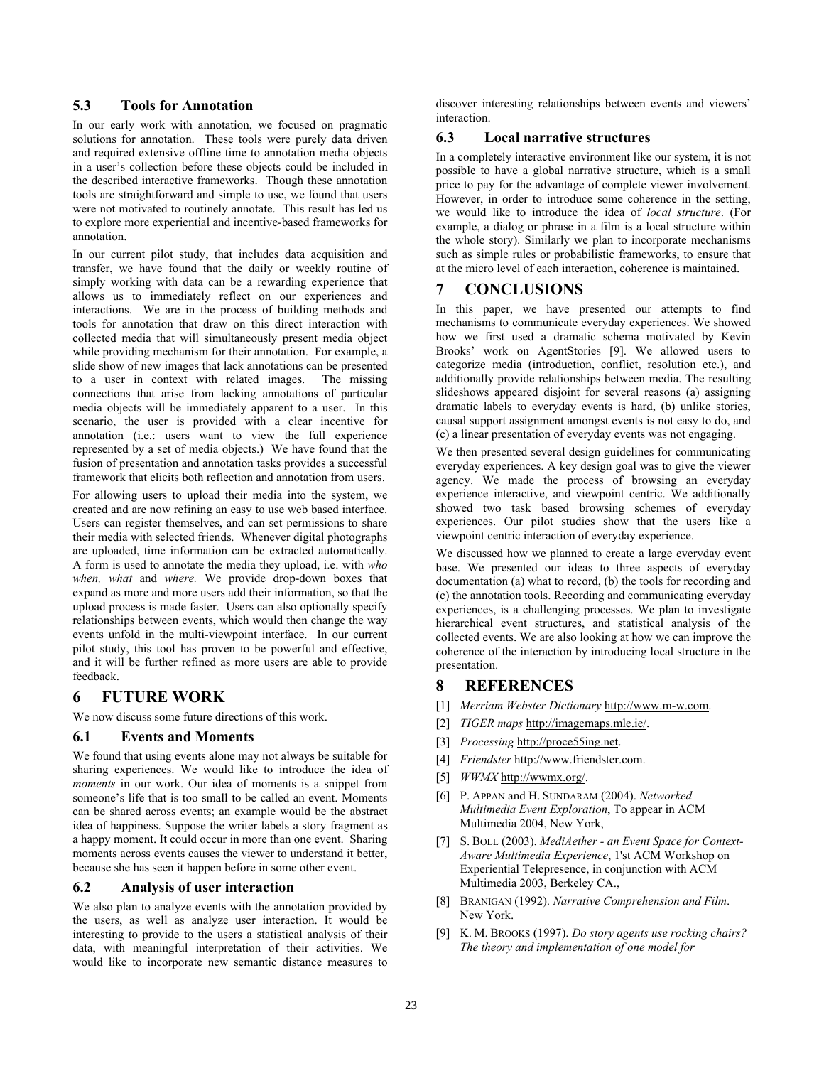### 5.3 Tools for Annotation

In our early work with annotation, we focused on pragmatic solutions for annotation. These tools were purely data driven and required extensive offline time to annotation media objects in a user's collection before these objects could be included in the described interactive frameworks. Though these annotation tools are straightforward and simple to use, we found that users were not motivated to routinely annotate. This result has led us to explore more experiential and incentive-based frameworks for annotation.

In our current pilot study, that includes data acquisition and transfer, we have found that the daily or weekly routine of simply working with data can be a rewarding experience that allows us to immediately reflect on our experiences and interactions. We are in the process of building methods and tools for annotation that draw on this direct interaction with collected media that will simultaneously present media object while providing mechanism for their annotation. For example, a slide show of new images that lack annotations can be presented to a user in context with related images. The missing connections that arise from lacking annotations of particular media objects will be immediately apparent to a user. In this scenario, the user is provided with a clear incentive for annotation (i.e.: users want to view the full experience represented by a set of media objects.) We have found that the fusion of presentation and annotation tasks provides a successful framework that elicits both reflection and annotation from users.

For allowing users to upload their media into the system, we created and are now refining an easy to use web based interface. Users can register themselves, and can set permissions to share their media with selected friends. Whenever digital photographs are uploaded, time information can be extracted automatically. A form is used to annotate the media they upload, i.e. with *who when, what* and *where.* We provide drop-down boxes that expand as more and more users add their information, so that the upload process is made faster. Users can also optionally specify relationships between events, which would then change the way events unfold in the multi-viewpoint interface. In our current pilot study, this tool has proven to be powerful and effective, and it will be further refined as more users are able to provide feedback.

## 6 FUTURE WORK

We now discuss some future directions of this work.

### 6.1 Events and Moments

We found that using events alone may not always be suitable for sharing experiences. We would like to introduce the idea of *moments* in our work. Our idea of moments is a snippet from someone's life that is too small to be called an event. Moments can be shared across events; an example would be the abstract idea of happiness. Suppose the writer labels a story fragment as a happy moment. It could occur in more than one event. Sharing moments across events causes the viewer to understand it better, because she has seen it happen before in some other event.

### 6.2 Analysis of user interaction

We also plan to analyze events with the annotation provided by the users, as well as analyze user interaction. It would be interesting to provide to the users a statistical analysis of their data, with meaningful interpretation of their activities. We would like to incorporate new semantic distance measures to discover interesting relationships between events and viewers' interaction.

### 6.3 Local narrative structures

In a completely interactive environment like our system, it is not possible to have a global narrative structure, which is a small price to pay for the advantage of complete viewer involvement. However, in order to introduce some coherence in the setting, we would like to introduce the idea of *local structure*. (For example, a dialog or phrase in a film is a local structure within the whole story). Similarly we plan to incorporate mechanisms such as simple rules or probabilistic frameworks, to ensure that at the micro level of each interaction, coherence is maintained.

## 7 CONCLUSIONS

In this paper, we have presented our attempts to find mechanisms to communicate everyday experiences. We showed how we first used a dramatic schema motivated by Kevin Brooks' work on AgentStories [9]. We allowed users to categorize media (introduction, conflict, resolution etc.), and additionally provide relationships between media. The resulting slideshows appeared disjoint for several reasons (a) assigning dramatic labels to everyday events is hard, (b) unlike stories, causal support assignment amongst events is not easy to do, and (c) a linear presentation of everyday events was not engaging.

We then presented several design guidelines for communicating everyday experiences. A key design goal was to give the viewer agency. We made the process of browsing an everyday experience interactive, and viewpoint centric. We additionally showed two task based browsing schemes of everyday experiences. Our pilot studies show that the users like a viewpoint centric interaction of everyday experience.

We discussed how we planned to create a large everyday event base. We presented our ideas to three aspects of everyday documentation (a) what to record, (b) the tools for recording and (c) the annotation tools. Recording and communicating everyday experiences, is a challenging processes. We plan to investigate hierarchical event structures, and statistical analysis of the collected events. We are also looking at how we can improve the coherence of the interaction by introducing local structure in the presentation.

## 8 REFERENCES

[1] *Merriam Webster Dictionary* http://www.m-w.com.

[2] *TIGER maps* http://imagemaps.mle.ie/.

[3] *Processing* http://proce55ing.net.

[4] *Friendster* http://www.friendster.com.

[5] *WWMX* http://wwmx.org/.

[6] P. APPAN and H. SUNDARAM (2004). *Networked Multimedia Event Exploration*, To appear in ACM Multimedia 2004, New York,

[7] S. BOLL (2003). *MediAether - an Event Space for Context-Aware Multimedia Experience*, 1'st ACM Workshop on Experiential Telepresence, in conjunction with ACM Multimedia 2003, Berkeley CA.,

[8] BRANIGAN (1992). *Narrative Comprehension and Film*. New York.

[9] K. M. BROOKS (1997). *Do story agents use rocking chairs? The theory and implementation of one model for*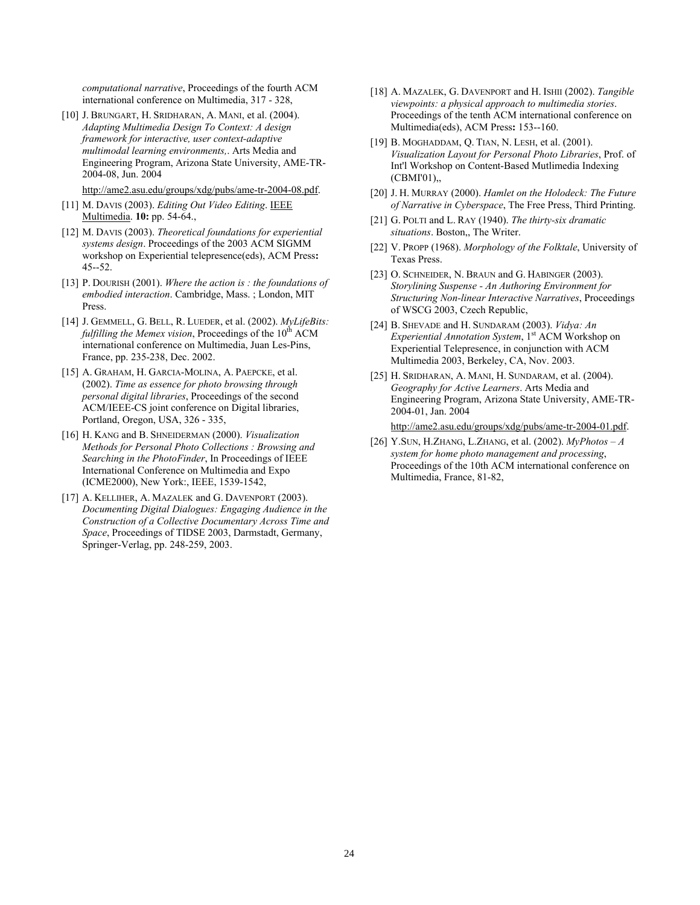*computational narrative*, Proceedings of the fourth ACM international conference on Multimedia, 317 - 328,

[10] J. BRUNGART, H. SRIDHARAN, A. MANI, et al. (2004). *Adapting Multimedia Design To Context: A design framework for interactive, user context-adaptive multimodal learning environments,*. Arts Media and Engineering Program, Arizona State University, AME-TR-2004-08, Jun. 2004 http://ame2.asu.edu/groups/xdg/pubs/ame-tr-2004-08.pdf.

[11] M. DAVIS (2003). *Editing Out Video Editing*. IEEE Multimedia. **10:** pp. 54-64.,

[12] M. DAVIS (2003). *Theoretical foundations for experiential systems design*. Proceedings of the 2003 ACM SIGMM workshop on Experiential telepresence(eds), ACM Press**:** 45--52.

[13] P. DOURISH (2001). *Where the action is : the foundations of embodied interaction*. Cambridge, Mass. ; London, MIT Press.

[14] J. GEMMELL, G. BELL, R. LUEDER, et al. (2002). *MyLifeBits: fulfilling the Memex vision*, Proceedings of the 10th ACM international conference on Multimedia, Juan Les-Pins, France, pp. 235-238, Dec. 2002.

[15] A. GRAHAM, H. GARCIA-MOLINA, A. PAEPCKE, et al. (2002). *Time as essence for photo browsing through personal digital libraries*, Proceedings of the second ACM/IEEE-CS joint conference on Digital libraries, Portland, Oregon, USA, 326 - 335,

[16] H. KANG and B. SHNEIDERMAN (2000). *Visualization Methods for Personal Photo Collections : Browsing and Searching in the PhotoFinder*, In Proceedings of IEEE International Conference on Multimedia and Expo (ICME2000), New York:, IEEE, 1539-1542,

[17] A. KELLIHER, A. MAZALEK and G. DAVENPORT (2003). *Documenting Digital Dialogues: Engaging Audience in the Construction of a Collective Documentary Across Time and Space*, Proceedings of TIDSE 2003, Darmstadt, Germany, Springer-Verlag, pp. 248-259, 2003.

[18] A. MAZALEK, G. DAVENPORT and H. ISHII (2002). *Tangible viewpoints: a physical approach to multimedia stories*. Proceedings of the tenth ACM international conference on Multimedia(eds), ACM Press**:** 153--160.

[19] B. MOGHADDAM, Q. TIAN, N. LESH, et al. (2001). *Visualization Layout for Personal Photo Libraries*, Prof. of Int'l Workshop on Content-Based Mutlimedia Indexing (CBMI'01),,

[20] J. H. MURRAY (2000). *Hamlet on the Holodeck: The Future of Narrative in Cyberspace*, The Free Press, Third Printing.

[21] G. POLTI and L. RAY (1940). *The thirty-six dramatic situations*. Boston,, The Writer.

[22] V. PROPP (1968). *Morphology of the Folktale*, University of Texas Press.

[23] O. SCHNEIDER, N. BRAUN and G. HABINGER (2003). *Storylining Suspense - An Authoring Environment for Structuring Non-linear Interactive Narratives*, Proceedings of WSCG 2003, Czech Republic,

[24] B. SHEVADE and H. SUNDARAM (2003). *Vidya: An Experiential Annotation System*, 1st ACM Workshop on Experiential Telepresence, in conjunction with ACM Multimedia 2003, Berkeley, CA, Nov. 2003.

[25] H. SRIDHARAN, A. MANI, H. SUNDARAM, et al. (2004). *Geography for Active Learners*. Arts Media and Engineering Program, Arizona State University, AME-TR-2004-01, Jan. 2004 http://ame2.asu.edu/groups/xdg/pubs/ame-tr-2004-01.pdf.

[26] Y.SUN, H.ZHANG, L.ZHANG, et al. (2002). *MyPhotos – A system for home photo management and processing*, Proceedings of the 10th ACM international conference on Multimedia, France, 81-82,